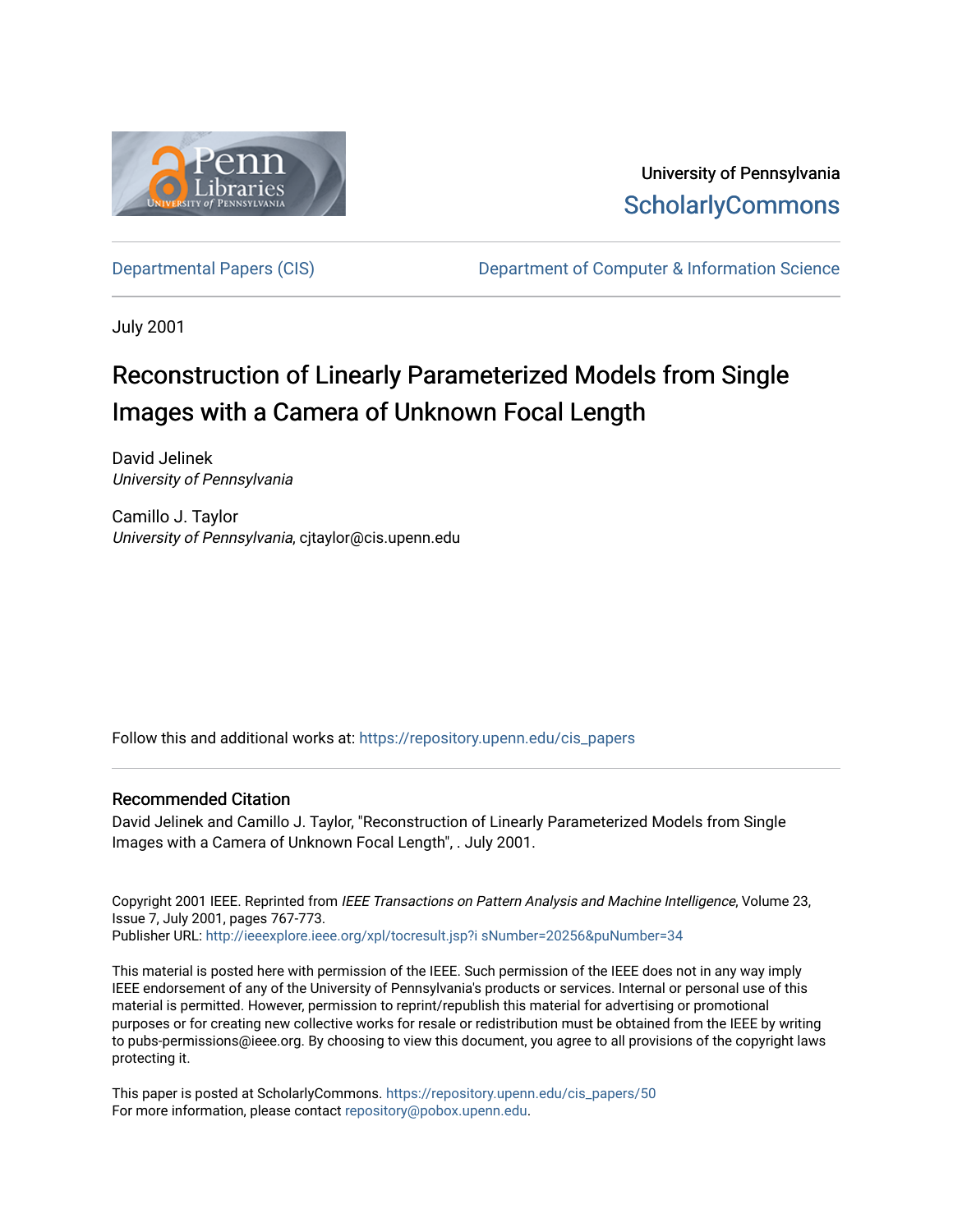University of Pennsylvania
ScholarlyCommons

Departmental Papers (CIS)

Department of Computer & Information Science

July 2001

# Reconstruction of Linearly Parameterized Models from Single Images with a Camera of Unknown Focal Length

David Jelinek
*University of Pennsylvania*

Camillo J. Taylor
*University of Pennsylvania*, cjtaylor@cis.upenn.edu

Follow this and additional works at: https://repository.upenn.edu/cis_papers

## Recommended Citation

David Jelinek and Camillo J. Taylor, "Reconstruction of Linearly Parameterized Models from Single Images with a Camera of Unknown Focal Length", . July 2001.

Copyright 2001 IEEE. Reprinted from *IEEE Transactions on Pattern Analysis and Machine Intelligence*, Volume 23, Issue 7, July 2001, pages 767-773.
Publisher URL: http://ieeexplore.ieee.org/xpl/tocresult.jsp?i sNumber=20256&puNumber=34

This material is posted here with permission of the IEEE. Such permission of the IEEE does not in any way imply IEEE endorsement of any of the University of Pennsylvania's products or services. Internal or personal use of this material is permitted. However, permission to reprint/republish this material for advertising or promotional purposes or for creating new collective works for resale or redistribution must be obtained from the IEEE by writing to pubs-permissions@ieee.org. By choosing to view this document, you agree to all provisions of the copyright laws protecting it.

This paper is posted at ScholarlyCommons. https://repository.upenn.edu/cis_papers/50
For more information, please contact repository@pobox.upenn.edu.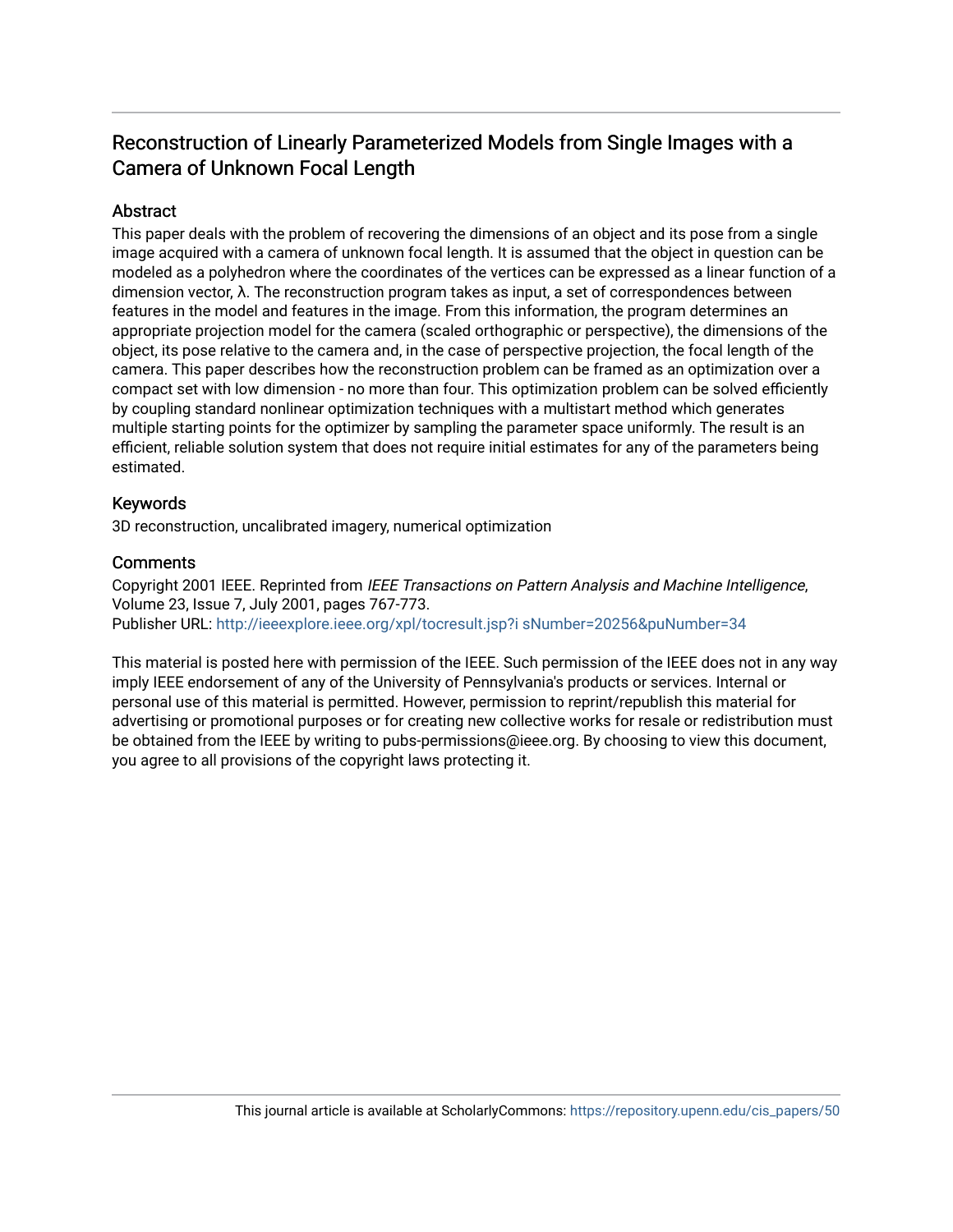# Reconstruction of Linearly Parameterized Models from Single Images with a Camera of Unknown Focal Length

## Abstract

This paper deals with the problem of recovering the dimensions of an object and its pose from a single image acquired with a camera of unknown focal length. It is assumed that the object in question can be modeled as a polyhedron where the coordinates of the vertices can be expressed as a linear function of a dimension vector, λ. The reconstruction program takes as input, a set of correspondences between features in the model and features in the image. From this information, the program determines an appropriate projection model for the camera (scaled orthographic or perspective), the dimensions of the object, its pose relative to the camera and, in the case of perspective projection, the focal length of the camera. This paper describes how the reconstruction problem can be framed as an optimization over a compact set with low dimension - no more than four. This optimization problem can be solved efficiently by coupling standard nonlinear optimization techniques with a multistart method which generates multiple starting points for the optimizer by sampling the parameter space uniformly. The result is an efficient, reliable solution system that does not require initial estimates for any of the parameters being estimated.

## Keywords

3D reconstruction, uncalibrated imagery, numerical optimization

## Comments

Copyright 2001 IEEE. Reprinted from *IEEE Transactions on Pattern Analysis and Machine Intelligence*, Volume 23, Issue 7, July 2001, pages 767-773.
Publisher URL: http://ieeexplore.ieee.org/xpl/tocresult.jsp?i sNumber=20256&puNumber=34

This material is posted here with permission of the IEEE. Such permission of the IEEE does not in any way imply IEEE endorsement of any of the University of Pennsylvania's products or services. Internal or personal use of this material is permitted. However, permission to reprint/republish this material for advertising or promotional purposes or for creating new collective works for resale or redistribution must be obtained from the IEEE by writing to pubs-permissions@ieee.org. By choosing to view this document, you agree to all provisions of the copyright laws protecting it.

This journal article is available at ScholarlyCommons: https://repository.upenn.edu/cis_papers/50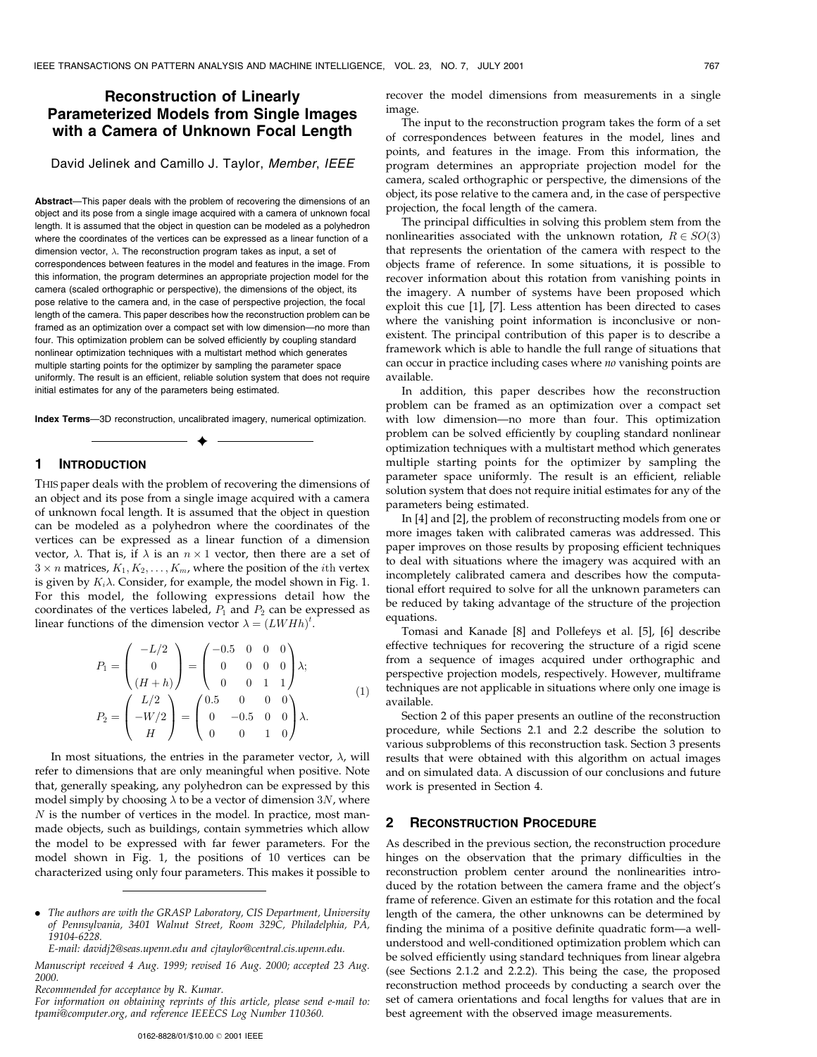# Reconstruction of Linearly Parameterized Models from Single Images with a Camera of Unknown Focal Length

David Jelinek and Camillo J. Taylor, *Member*, *IEEE*

**Abstract**—This paper deals with the problem of recovering the dimensions of an object and its pose from a single image acquired with a camera of unknown focal length. It is assumed that the object in question can be modeled as a polyhedron where the coordinates of the vertices can be expressed as a linear function of a dimension vector, $\lambda$. The reconstruction program takes as input, a set of correspondences between features in the model and features in the image. From this information, the program determines an appropriate projection model for the camera (scaled orthographic or perspective), the dimensions of the object, its pose relative to the camera and, in the case of perspective projection, the focal length of the camera. This paper describes how the reconstruction problem can be framed as an optimization over a compact set with low dimension—no more than four. This optimization problem can be solved efficiently by coupling standard nonlinear optimization techniques with a multistart method which generates multiple starting points for the optimizer by sampling the parameter space uniformly. The result is an efficient, reliable solution system that does not require initial estimates for any of the parameters being estimated.

**Index Terms**—3D reconstruction, uncalibrated imagery, numerical optimization.

## 1 Introduction

This paper deals with the problem of recovering the dimensions of an object and its pose from a single image acquired with a camera of unknown focal length. It is assumed that the object in question can be modeled as a polyhedron where the coordinates of the vertices can be expressed as a linear function of a dimension vector, $\lambda$. That is, if $\lambda$ is an $n \times 1$ vector, then there are a set of $3 \times n$ matrices, $K_1, K_2, \ldots, K_m$, where the position of the $i$th vertex is given by $K_i\lambda$. Consider, for example, the model shown in Fig. 1. For this model, the following expressions detail how the coordinates of the vertices labeled, $P_1$ and $P_2$ can be expressed as linear functions of the dimension vector $\lambda = (LWHh)^t$.

$$
\begin{aligned}
P_1 &= \begin{pmatrix} -L/2 \\ 0 \\ (H+h) \end{pmatrix} = \begin{pmatrix} -0.5 & 0 & 0 & 0 \\ 0 & 0 & 0 & 0 \\ 0 & 0 & 1 & 1 \end{pmatrix}\lambda; \\
P_2 &= \begin{pmatrix} L/2 \\ -W/2 \\ H \end{pmatrix} = \begin{pmatrix} 0.5 & 0 & 0 & 0 \\ 0 & -0.5 & 0 & 0 \\ 0 & 0 & 1 & 0 \end{pmatrix}\lambda.
\end{aligned}
\tag{1}
$$

In most situations, the entries in the parameter vector, $\lambda$, will refer to dimensions that are only meaningful when positive. Note that, generally speaking, any polyhedron can be expressed by this model simply by choosing $\lambda$ to be a vector of dimension $3N$, where $N$ is the number of vertices in the model. In practice, most man-made objects, such as buildings, contain symmetries which allow the model to be expressed with far fewer parameters. For the model shown in Fig. 1, the positions of 10 vertices can be characterized using only four parameters. This makes it possible to recover the model dimensions from measurements in a single image.

The input to the reconstruction program takes the form of a set of correspondences between features in the model, lines and points, and features in the image. From this information, the program determines an appropriate projection model for the camera, scaled orthographic or perspective, the dimensions of the object, its pose relative to the camera and, in the case of perspective projection, the focal length of the camera.

The principal difficulties in solving this problem stem from the nonlinearities associated with the unknown rotation, $R \in SO(3)$ that represents the orientation of the camera with respect to the objects frame of reference. In some situations, it is possible to recover information about this rotation from vanishing points in the imagery. A number of systems have been proposed which exploit this cue [1], [7]. Less attention has been directed to cases where the vanishing point information is inconclusive or non-existent. The principal contribution of this paper is to describe a framework which is able to handle the full range of situations that can occur in practice including cases where *no* vanishing points are available.

In addition, this paper describes how the reconstruction problem can be framed as an optimization over a compact set with low dimension—no more than four. This optimization problem can be solved efficiently by coupling standard nonlinear optimization techniques with a multistart method which generates multiple starting points for the optimizer by sampling the parameter space uniformly. The result is an efficient, reliable solution system that does not require initial estimates for any of the parameters being estimated.

In [4] and [2], the problem of reconstructing models from one or more images taken with calibrated cameras was addressed. This paper improves on those results by proposing efficient techniques to deal with situations where the imagery was acquired with an incompletely calibrated camera and describes how the computational effort required to solve for all the unknown parameters can be reduced by taking advantage of the structure of the projection equations.

Tomasi and Kanade [8] and Pollefeys et al. [5], [6] describe effective techniques for recovering the structure of a rigid scene from a sequence of images acquired under orthographic and perspective projection models, respectively. However, multiframe techniques are not applicable in situations where only one image is available.

Section 2 of this paper presents an outline of the reconstruction procedure, while Sections 2.1 and 2.2 describe the solution to various subproblems of this reconstruction task. Section 3 presents results that were obtained with this algorithm on actual images and on simulated data. A discussion of our conclusions and future work is presented in Section 4.

## 2 Reconstruction Procedure

As described in the previous section, the reconstruction procedure hinges on the observation that the primary difficulties in the reconstruction problem center around the nonlinearities introduced by the rotation between the camera frame and the object's frame of reference. Given an estimate for this rotation and the focal length of the camera, the other unknowns can be determined by finding the minima of a positive definite quadratic form—a well-understood and well-conditioned optimization problem which can be solved efficiently using standard techniques from linear algebra (see Sections 2.1.2 and 2.2.2). This being the case, the proposed reconstruction method proceeds by conducting a search over the set of camera orientations and focal lengths for values that are in best agreement with the observed image measurements.

---

- *The authors are with the GRASP Laboratory, CIS Department, University of Pennsylvania, 3401 Walnut Street, Room 329C, Philadelphia, PA, 19104-6228.*
  *E-mail: davidj2@seas.upenn.edu and cjtaylor@central.cis.upenn.edu.*

*Manuscript received 4 Aug. 1999; revised 16 Aug. 2000; accepted 23 Aug. 2000.*
*Recommended for acceptance by R. Kumar.*
*For information on obtaining reprints of this article, please send e-mail to: tpami@computer.org, and reference IEEECS Log Number 110360.*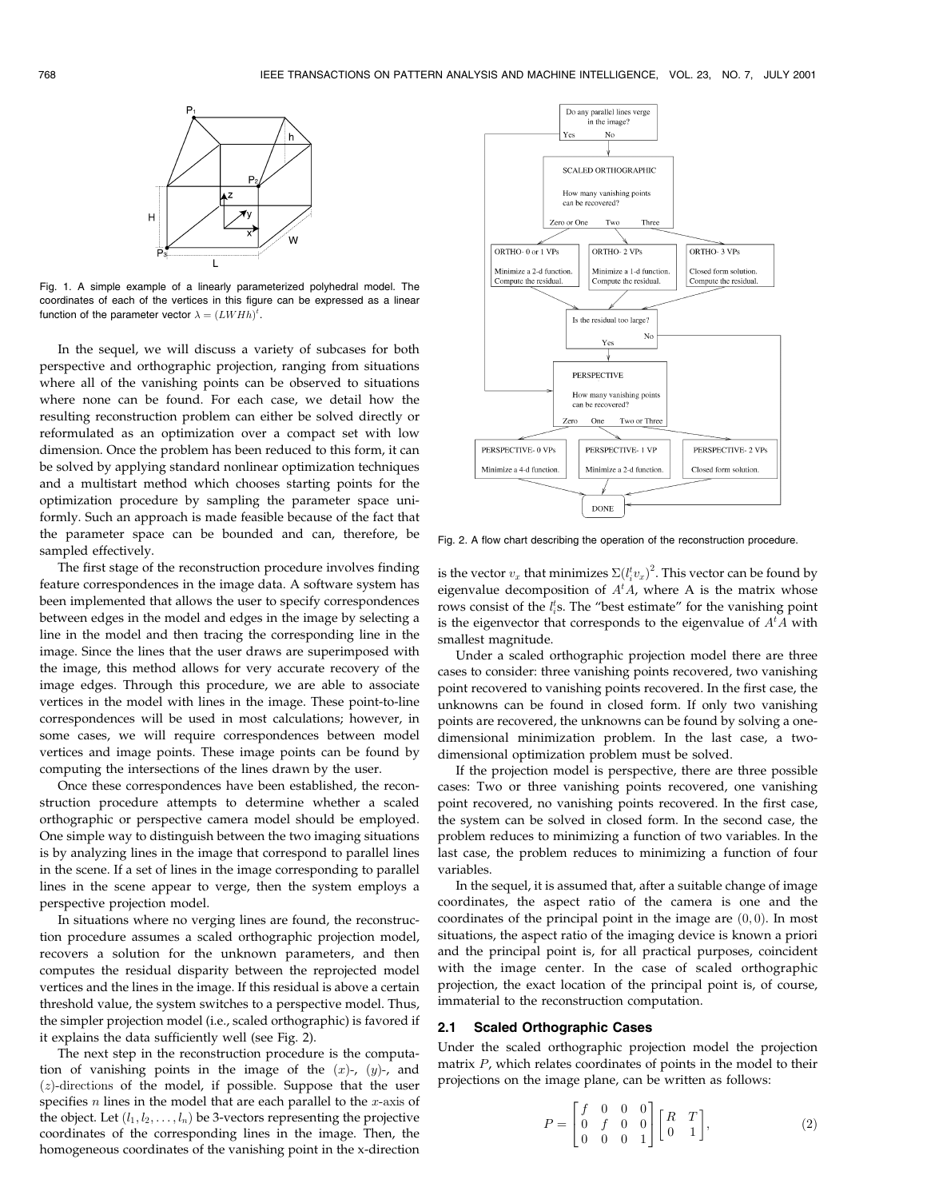P1

h

P2

z

y

H

x

W

P3

L

Fig. 1. A simple example of a linearly parameterized polyhedral model. The coordinates of each of the vertices in this figure can be expressed as a linear function of the parameter vector $\lambda = (LWHh)^t$.

In the sequel, we will discuss a variety of subcases for both perspective and orthographic projection, ranging from situations where all of the vanishing points can be observed to situations where none can be found. For each case, we detail how the resulting reconstruction problem can either be solved directly or reformulated as an optimization over a compact set with low dimension. Once the problem has been reduced to this form, it can be solved by applying standard nonlinear optimization techniques and a multistart method which chooses starting points for the optimization procedure by sampling the parameter space uniformly. Such an approach is made feasible because of the fact that the parameter space can be bounded and can, therefore, be sampled effectively.

The first stage of the reconstruction procedure involves finding feature correspondences in the image data. A software system has been implemented that allows the user to specify correspondences between edges in the model and edges in the image by selecting a line in the model and then tracing the corresponding line in the image. Since the lines that the user draws are superimposed with the image, this method allows for very accurate recovery of the image edges. Through this procedure, we are able to associate vertices in the model with lines in the image. These point-to-line correspondences will be used in most calculations; however, in some cases, we will require correspondences between model vertices and image points. These image points can be found by computing the intersections of the lines drawn by the user.

Once these correspondences have been established, the reconstruction procedure attempts to determine whether a scaled orthographic or perspective camera model should be employed. One simple way to distinguish between the two imaging situations is by analyzing lines in the image that correspond to parallel lines in the scene. If a set of lines in the image corresponding to parallel lines in the scene appear to verge, then the system employs a perspective projection model.

In situations where no verging lines are found, the reconstruction procedure assumes a scaled orthographic projection model, recovers a solution for the unknown parameters, and then computes the residual disparity between the reprojected model vertices and the lines in the image. If this residual is above a certain threshold value, the system switches to a perspective model. Thus, the simpler projection model (i.e., scaled orthographic) is favored if it explains the data sufficiently well (see Fig. 2).

The next step in the reconstruction procedure is the computation of vanishing points in the image of the $(x)$-, $(y)$-, and $(z)$-directions of the model, if possible. Suppose that the user specifies $n$ lines in the model that are each parallel to the $x$-axis of the object. Let $(l_1, l_2, \ldots, l_n)$ be 3-vectors representing the projective coordinates of the corresponding lines in the image. Then, the homogeneous coordinates of the vanishing point in the x-direction

Do any parallel lines verge in the image?
Yes No

SCALED ORTHOGRAPHIC
How many vanishing points can be recovered?
Zero or One Two Three

ORTHO- 0 or 1 VPs
Minimize a 2-d function.
Compute the residual.

ORTHO- 2 VPs
Minimize a 1-d function.
Compute the residual.

ORTHO- 3 VPs
Closed form solution.
Compute the residual.

Is the residual too large?
Yes No

PERSPECTIVE
How many vanishing points can be recovered?
Zero One Two or Three

PERSPECTIVE- 0 VPs
Minimize a 4-d function.

PERSPECTIVE- 1 VP
Minimize a 2-d function.

PERSPECTIVE- 2 VPs
Closed form solution.

DONE

Fig. 2. A flow chart describing the operation of the reconstruction procedure.

is the vector $v_x$ that minimizes $\Sigma(l_i^t v_x)^2$. This vector can be found by eigenvalue decomposition of $A^t A$, where A is the matrix whose rows consist of the $l_i^t$s. The "best estimate" for the vanishing point is the eigenvector that corresponds to the eigenvalue of $A^t A$ with smallest magnitude.

Under a scaled orthographic projection model there are three cases to consider: three vanishing points recovered, two vanishing point recovered to vanishing points recovered. In the first case, the unknowns can be found in closed form. If only two vanishing points are recovered, the unknowns can be found by solving a one-dimensional minimization problem. In the last case, a two-dimensional optimization problem must be solved.

If the projection model is perspective, there are three possible cases: Two or three vanishing points recovered, one vanishing point recovered, no vanishing points recovered. In the first case, the system can be solved in closed form. In the second case, the problem reduces to minimizing a function of two variables. In the last case, the problem reduces to minimizing a function of four variables.

In the sequel, it is assumed that, after a suitable change of image coordinates, the aspect ratio of the camera is one and the coordinates of the principal point in the image are $(0, 0)$. In most situations, the aspect ratio of the imaging device is known a priori and the principal point is, for all practical purposes, coincident with the image center. In the case of scaled orthographic projection, the exact location of the principal point is, of course, immaterial to the reconstruction computation.

### 2.1 Scaled Orthographic Cases

Under the scaled orthographic projection model the projection matrix $P$, which relates coordinates of points in the model to their projections on the image plane, can be written as follows:

$$P = \begin{bmatrix} f & 0 & 0 & 0 \\ 0 & f & 0 & 0 \\ 0 & 0 & 0 & 1 \end{bmatrix} \begin{bmatrix} R & T \\ 0 & 1 \end{bmatrix}, \tag{2}$$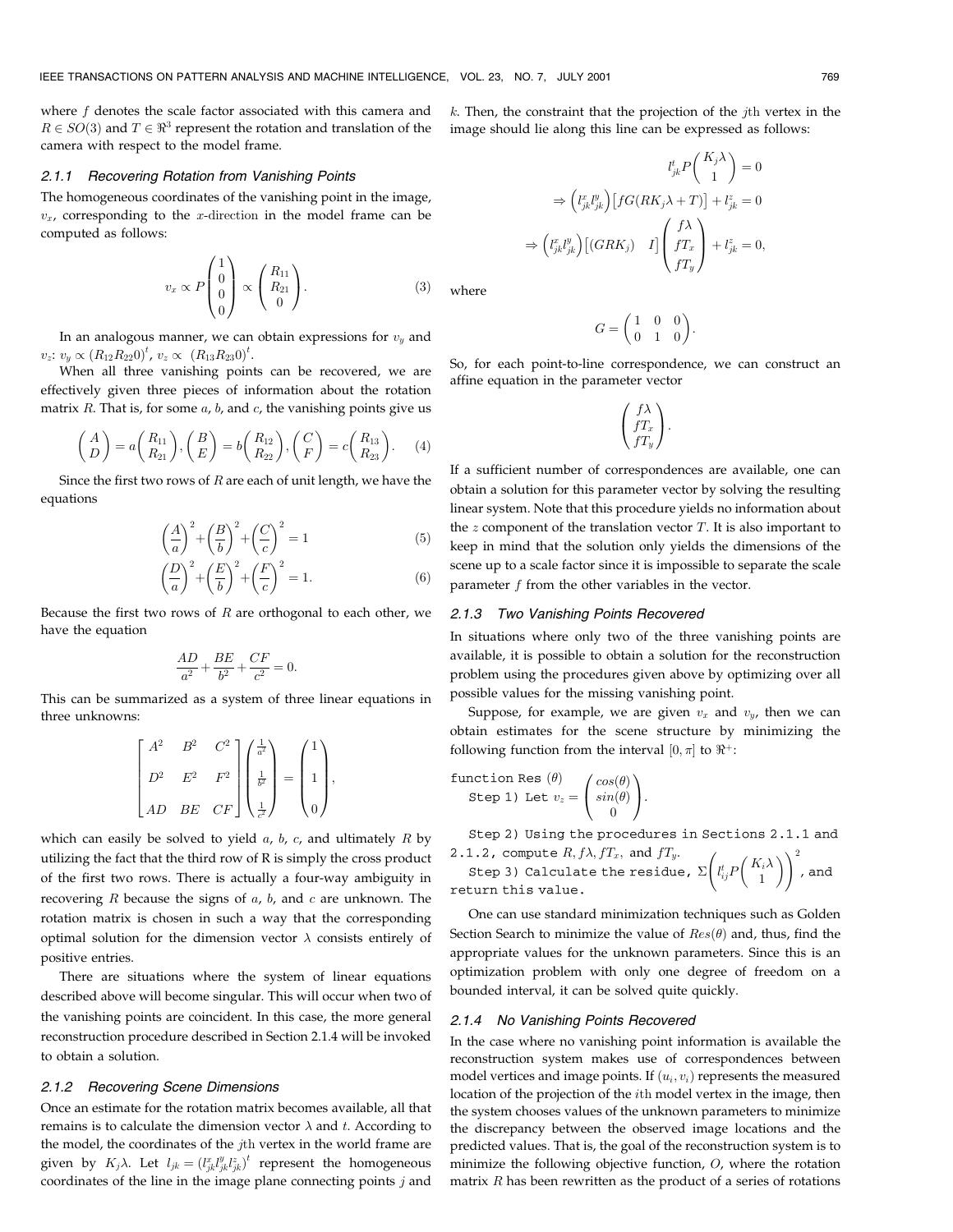where $f$ denotes the scale factor associated with this camera and $R \in SO(3)$ and $T \in \Re^3$ represent the rotation and translation of the camera with respect to the model frame.

#### 2.1.1 Recovering Rotation from Vanishing Points

The homogeneous coordinates of the vanishing point in the image, $v_x$, corresponding to the $x$-direction in the model frame can be computed as follows:

$$v_x \propto P \begin{pmatrix} 1 \\ 0 \\ 0 \\ 0 \end{pmatrix} \propto \begin{pmatrix} R_{11} \\ R_{21} \\ 0 \end{pmatrix}. \quad (3)$$

In an analogous manner, we can obtain expressions for $v_y$ and $v_z$: $v_y \propto (R_{12} R_{22} 0)^t$, $v_z \propto (R_{13} R_{23} 0)^t$.

When all three vanishing points can be recovered, we are effectively given three pieces of information about the rotation matrix $R$. That is, for some $a$, $b$, and $c$, the vanishing points give us

$$\begin{pmatrix} A \\ D \end{pmatrix} = a \begin{pmatrix} R_{11} \\ R_{21} \end{pmatrix}, \begin{pmatrix} B \\ E \end{pmatrix} = b \begin{pmatrix} R_{12} \\ R_{22} \end{pmatrix}, \begin{pmatrix} C \\ F \end{pmatrix} = c \begin{pmatrix} R_{13} \\ R_{23} \end{pmatrix}. \quad (4)$$

Since the first two rows of $R$ are each of unit length, we have the equations

$$\left(\frac{A}{a}\right)^2 + \left(\frac{B}{b}\right)^2 + \left(\frac{C}{c}\right)^2 = 1 \quad (5)$$

$$\left(\frac{D}{a}\right)^2 + \left(\frac{E}{b}\right)^2 + \left(\frac{F}{c}\right)^2 = 1. \quad (6)$$

Because the first two rows of $R$ are orthogonal to each other, we have the equation

$$\frac{AD}{a^2} + \frac{BE}{b^2} + \frac{CF}{c^2} = 0.$$

This can be summarized as a system of three linear equations in three unknowns:

$$\begin{bmatrix} A^2 & B^2 & C^2 \\ D^2 & E^2 & F^2 \\ AD & BE & CF \end{bmatrix} \begin{pmatrix} \frac{1}{a^2} \\ \frac{1}{b^2} \\ \frac{1}{c^2} \end{pmatrix} = \begin{pmatrix} 1 \\ 1 \\ 0 \end{pmatrix},$$

which can easily be solved to yield $a$, $b$, $c$, and ultimately $R$ by utilizing the fact that the third row of R is simply the cross product of the first two rows. There is actually a four-way ambiguity in recovering $R$ because the signs of $a$, $b$, and $c$ are unknown. The rotation matrix is chosen in such a way that the corresponding optimal solution for the dimension vector $\lambda$ consists entirely of positive entries.

There are situations where the system of linear equations described above will become singular. This will occur when two of the vanishing points are coincident. In this case, the more general reconstruction procedure described in Section 2.1.4 will be invoked to obtain a solution.

#### 2.1.2 Recovering Scene Dimensions

Once an estimate for the rotation matrix becomes available, all that remains is to calculate the dimension vector $\lambda$ and $t$. According to the model, the coordinates of the $j$th vertex in the world frame are given by $K_j \lambda$. Let $l_{jk} = (l_{jk}^x l_{jk}^y l_{jk}^z)^t$ represent the homogeneous coordinates of the line in the image plane connecting points $j$ and $k$. Then, the constraint that the projection of the $j$th vertex in the image should lie along this line can be expressed as follows:

$$l_{jk}^t P \begin{pmatrix} K_j \lambda \\ 1 \end{pmatrix} = 0$$

$$\Rightarrow \left(l_{jk}^x l_{jk}^y\right) \left[ fG(RK_j \lambda + T) \right] + l_{jk}^z = 0$$

$$\Rightarrow \left(l_{jk}^x l_{jk}^y\right) \left[ (GRK_j) \quad I \right] \begin{pmatrix} f\lambda \\ fT_x \\ fT_y \end{pmatrix} + l_{jk}^z = 0,$$

where

$$G = \begin{pmatrix} 1 & 0 & 0 \\ 0 & 1 & 0 \end{pmatrix}.$$

So, for each point-to-line correspondence, we can construct an affine equation in the parameter vector

$$\begin{pmatrix} f\lambda \\ fT_x \\ fT_y \end{pmatrix}.$$

If a sufficient number of correspondences are available, one can obtain a solution for this parameter vector by solving the resulting linear system. Note that this procedure yields no information about the $z$ component of the translation vector $T$. It is also important to keep in mind that the solution only yields the dimensions of the scene up to a scale factor since it is impossible to separate the scale parameter $f$ from the other variables in the vector.

#### 2.1.3 Two Vanishing Points Recovered

In situations where only two of the three vanishing points are available, it is possible to obtain a solution for the reconstruction problem using the procedures given above by optimizing over all possible values for the missing vanishing point.

Suppose, for example, we are given $v_x$ and $v_y$, then we can obtain estimates for the scene structure by minimizing the following function from the interval $[0, \pi]$ to $\Re^+$:

```
function Res (θ)
   Step 1) Let v_z = (cos(θ), sin(θ), 0)^t.
   Step 2) Using the procedures in Sections 2.1.1 and
2.1.2, compute R, fλ, fT_x, and fT_y.
   Step 3) Calculate the residue, Σ(l_ij^t P (K_i λ, 1)^t)^2, and
return this value.
```

One can use standard minimization techniques such as Golden Section Search to minimize the value of $Res(\theta)$ and, thus, find the appropriate values for the unknown parameters. Since this is an optimization problem with only one degree of freedom on a bounded interval, it can be solved quite quickly.

#### 2.1.4 No Vanishing Points Recovered

In the case where no vanishing point information is available the reconstruction system makes use of correspondences between model vertices and image points. If $(u_i, v_i)$ represents the measured location of the projection of the $i$th model vertex in the image, then the system chooses values of the unknown parameters to minimize the discrepancy between the observed image locations and the predicted values. That is, the goal of the reconstruction system is to minimize the following objective function, $O$, where the rotation matrix $R$ has been rewritten as the product of a series of rotations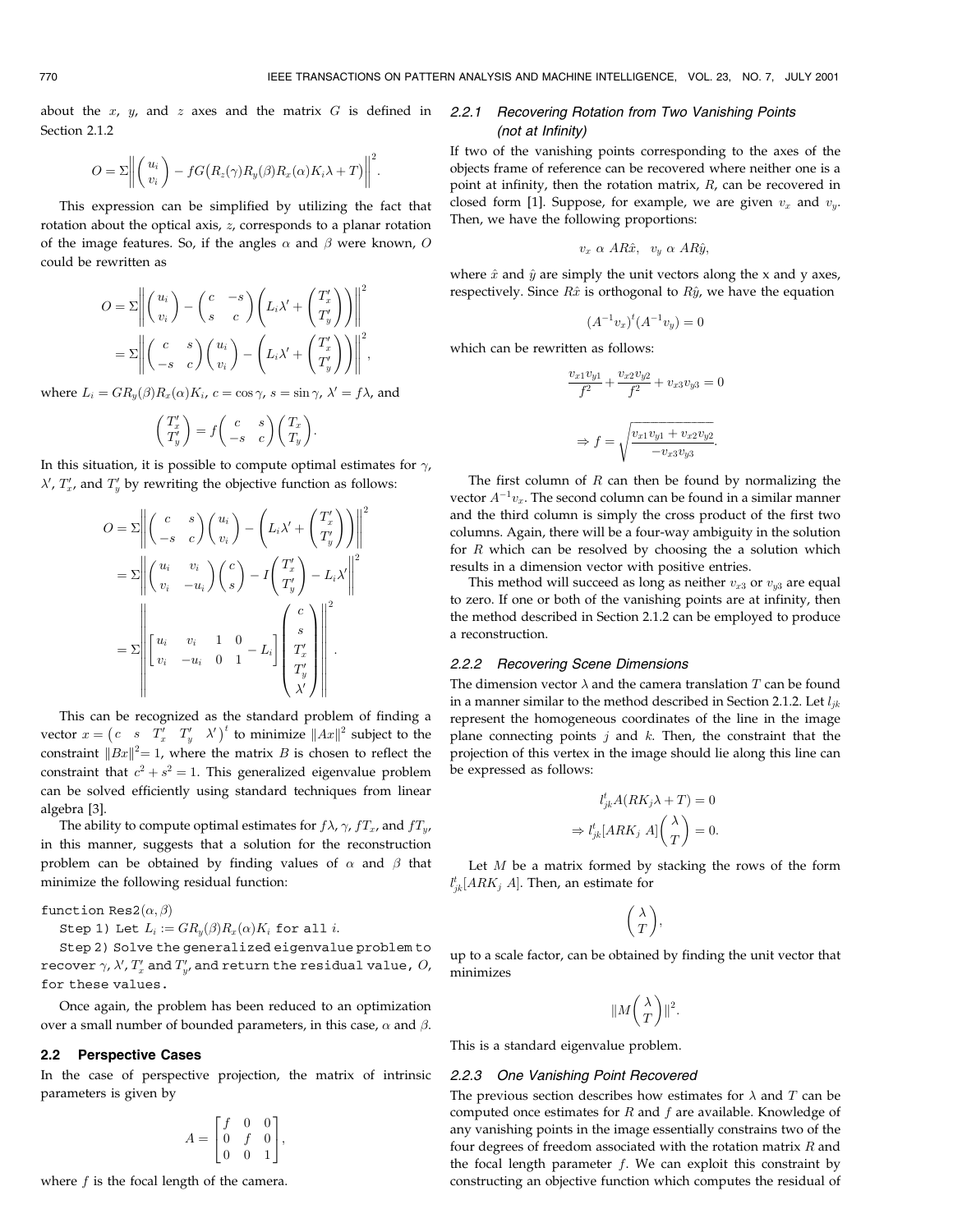about the $x$, $y$, and $z$ axes and the matrix $G$ is defined in Section 2.1.2

$$O = \Sigma \left\| \begin{pmatrix} u_i \\ v_i \end{pmatrix} - fG\big(R_z(\gamma)R_y(\beta)R_x(\alpha)K_i\lambda + T\big) \right\|^2.$$

This expression can be simplified by utilizing the fact that rotation about the optical axis, $z$, corresponds to a planar rotation of the image features. So, if the angles $\alpha$ and $\beta$ were known, $O$ could be rewritten as

$$\begin{aligned} O &= \Sigma \left\| \begin{pmatrix} u_i \\ v_i \end{pmatrix} - \begin{pmatrix} c & -s \\ s & c \end{pmatrix} \left( L_i\lambda' + \begin{pmatrix} T'_x \\ T'_y \end{pmatrix} \right) \right\|^2 \\ &= \Sigma \left\| \begin{pmatrix} c & s \\ -s & c \end{pmatrix} \begin{pmatrix} u_i \\ v_i \end{pmatrix} - \left( L_i\lambda' + \begin{pmatrix} T'_x \\ T'_y \end{pmatrix} \right) \right\|^2, \end{aligned}$$

where $L_i = GR_y(\beta)R_x(\alpha)K_i$, $c = \cos\gamma$, $s = \sin\gamma$, $\lambda' = f\lambda$, and

$$\begin{pmatrix} T'_x \\ T'_y \end{pmatrix} = f \begin{pmatrix} c & s \\ -s & c \end{pmatrix} \begin{pmatrix} T_x \\ T_y \end{pmatrix}.$$

In this situation, it is possible to compute optimal estimates for $\gamma$, $\lambda'$, $T'_x$, and $T'_y$ by rewriting the objective function as follows:

$$\begin{aligned} O &= \Sigma \left\| \begin{pmatrix} c & s \\ -s & c \end{pmatrix} \begin{pmatrix} u_i \\ v_i \end{pmatrix} - \left( L_i\lambda' + \begin{pmatrix} T'_x \\ T'_y \end{pmatrix} \right) \right\|^2 \\ &= \Sigma \left\| \begin{pmatrix} u_i & v_i \\ v_i & -u_i \end{pmatrix} \begin{pmatrix} c \\ s \end{pmatrix} - I \begin{pmatrix} T'_x \\ T'_y \end{pmatrix} - L_i\lambda' \right\|^2 \\ &= \Sigma \left\| \left[ \begin{matrix} u_i & v_i & 1 & 0 \\ v_i & -u_i & 0 & 1 \end{matrix} \; - L_i \right] \begin{pmatrix} c \\ s \\ T'_x \\ T'_y \\ \lambda' \end{pmatrix} \right\|^2. \end{aligned}$$

This can be recognized as the standard problem of finding a vector $x = \begin{pmatrix} c & s & T'_x & T'_y & \lambda' \end{pmatrix}^t$ to minimize $\|Ax\|^2$ subject to the constraint $\|Bx\|^2 = 1$, where the matrix $B$ is chosen to reflect the constraint that $c^2 + s^2 = 1$. This generalized eigenvalue problem can be solved efficiently using standard techniques from linear algebra [3].

The ability to compute optimal estimates for $f\lambda$, $\gamma$, $fT_x$, and $fT_y$, in this manner, suggests that a solution for the reconstruction problem can be obtained by finding values of $\alpha$ and $\beta$ that minimize the following residual function:

```
function Res2(α, β)
  Step 1) Let L_i := G R_y(β) R_x(α) K_i for all i.
  Step 2) Solve the generalized eigenvalue problem to
  recover γ, λ', T'_x and T'_y, and return the residual value, O,
  for these values.
```

Once again, the problem has been reduced to an optimization over a small number of bounded parameters, in this case, $\alpha$ and $\beta$.

## 2.2 Perspective Cases

In the case of perspective projection, the matrix of intrinsic parameters is given by

$$A = \begin{bmatrix} f & 0 & 0 \\ 0 & f & 0 \\ 0 & 0 & 1 \end{bmatrix},$$

where $f$ is the focal length of the camera.

### 2.2.1 Recovering Rotation from Two Vanishing Points (not at Infinity)

If two of the vanishing points corresponding to the axes of the objects frame of reference can be recovered where neither one is a point at infinity, then the rotation matrix, $R$, can be recovered in closed form [1]. Suppose, for example, we are given $v_x$ and $v_y$. Then, we have the following proportions:

$$v_x \ \alpha \ AR\hat{x}, \quad v_y \ \alpha \ AR\hat{y},$$

where $\hat{x}$ and $\hat{y}$ are simply the unit vectors along the x and y axes, respectively. Since $R\hat{x}$ is orthogonal to $R\hat{y}$, we have the equation

$$(A^{-1}v_x)^t(A^{-1}v_y) = 0$$

which can be rewritten as follows:

$$\frac{v_{x1}v_{y1}}{f^2} + \frac{v_{x2}v_{y2}}{f^2} + v_{x3}v_{y3} = 0$$

$$\Rightarrow f = \sqrt{\frac{v_{x1}v_{y1} + v_{x2}v_{y2}}{-v_{x3}v_{y3}}}.$$

The first column of $R$ can then be found by normalizing the vector $A^{-1}v_x$. The second column can be found in a similar manner and the third column is simply the cross product of the first two columns. Again, there will be a four-way ambiguity in the solution for $R$ which can be resolved by choosing the a solution which results in a dimension vector with positive entries.

This method will succeed as long as neither $v_{x3}$ or $v_{y3}$ are equal to zero. If one or both of the vanishing points are at infinity, then the method described in Section 2.1.2 can be employed to produce a reconstruction.

### 2.2.2 Recovering Scene Dimensions

The dimension vector $\lambda$ and the camera translation $T$ can be found in a manner similar to the method described in Section 2.1.2. Let $l_{jk}$ represent the homogeneous coordinates of the line in the image plane connecting points $j$ and $k$. Then, the constraint that the projection of this vertex in the image should lie along this line can be expressed as follows:

$$l^t_{jk}A(RK_j\lambda + T) = 0$$

$$\Rightarrow l^t_{jk}[ARK_j \ A] \begin{pmatrix} \lambda \\ T \end{pmatrix} = 0.$$

Let $M$ be a matrix formed by stacking the rows of the form $l^t_{jk}[ARK_j \ A]$. Then, an estimate for

$$\begin{pmatrix} \lambda \\ T \end{pmatrix},$$

up to a scale factor, can be obtained by finding the unit vector that minimizes

$$\|M \begin{pmatrix} \lambda \\ T \end{pmatrix}\|^2.$$

This is a standard eigenvalue problem.

### 2.2.3 One Vanishing Point Recovered

The previous section describes how estimates for $\lambda$ and $T$ can be computed once estimates for $R$ and $f$ are available. Knowledge of any vanishing points in the image essentially constrains two of the four degrees of freedom associated with the rotation matrix $R$ and the focal length parameter $f$. We can exploit this constraint by constructing an objective function which computes the residual of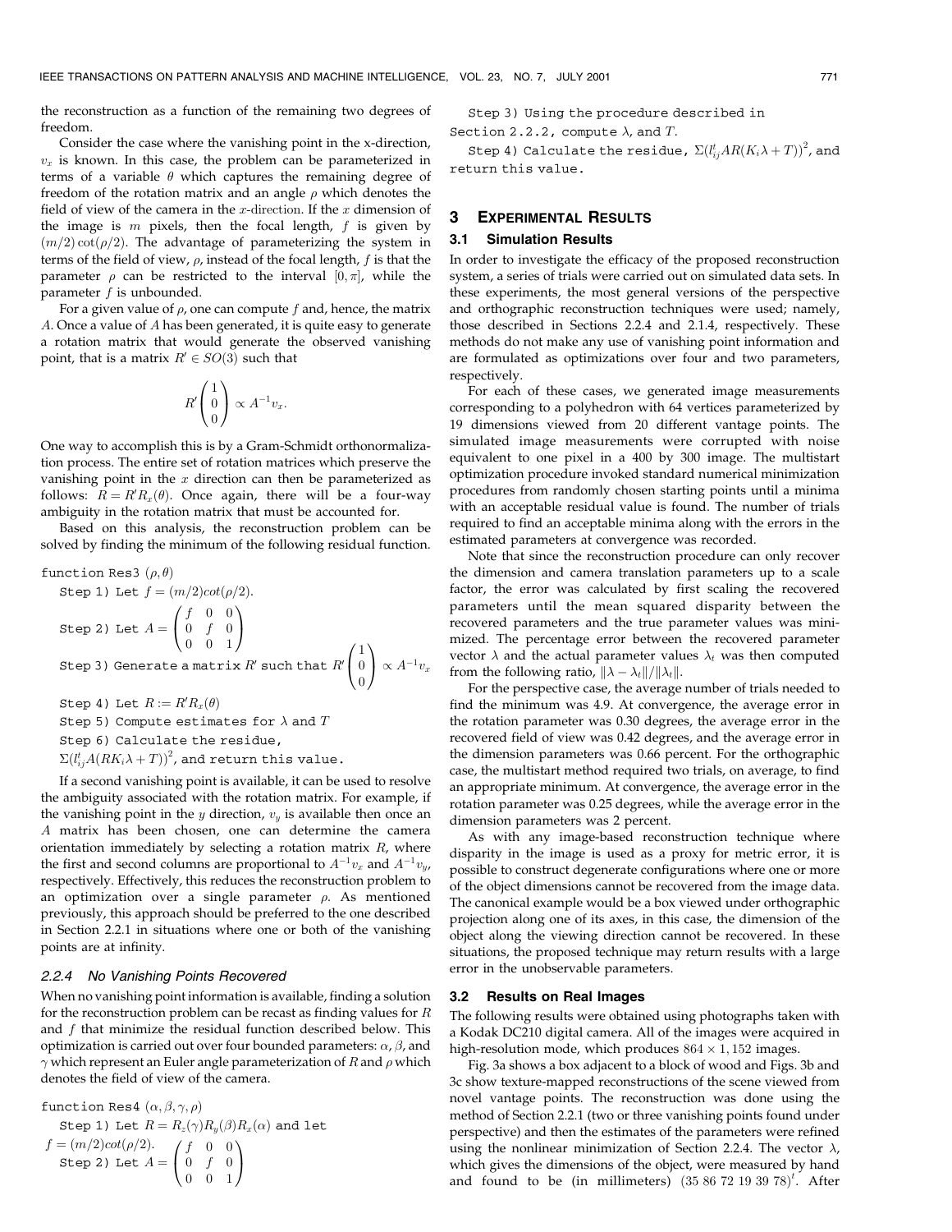the reconstruction as a function of the remaining two degrees of freedom.

Consider the case where the vanishing point in the x-direction, $v_x$ is known. In this case, the problem can be parameterized in terms of a variable $\theta$ which captures the remaining degree of freedom of the rotation matrix and an angle $\rho$ which denotes the field of view of the camera in the $x$-direction. If the $x$ dimension of the image is $m$ pixels, then the focal length, $f$ is given by $(m/2)\cot(\rho/2)$. The advantage of parameterizing the system in terms of the field of view, $\rho$, instead of the focal length, $f$ is that the parameter $\rho$ can be restricted to the interval $[0, \pi]$, while the parameter $f$ is unbounded.

For a given value of $\rho$, one can compute $f$ and, hence, the matrix $A$. Once a value of $A$ has been generated, it is quite easy to generate a rotation matrix that would generate the observed vanishing point, that is a matrix $R' \in SO(3)$ such that

$$R' \begin{pmatrix} 1 \\ 0 \\ 0 \end{pmatrix} \propto A^{-1} v_x.$$

One way to accomplish this is by a Gram-Schmidt orthonormalization process. The entire set of rotation matrices which preserve the vanishing point in the $x$ direction can then be parameterized as follows: $R = R'R_x(\theta)$. Once again, there will be a four-way ambiguity in the rotation matrix that must be accounted for.

Based on this analysis, the reconstruction problem can be solved by finding the minimum of the following residual function.

function Res3 $(\rho, \theta)$

Step 1) Let $f = (m/2)cot(\rho/2)$.

Step 2) Let $A = \begin{pmatrix} f & 0 & 0 \\ 0 & f & 0 \\ 0 & 0 & 1 \end{pmatrix}$

Step 3) Generate a matrix $R'$ such that $R' \begin{pmatrix} 1 \\ 0 \\ 0 \end{pmatrix} \propto A^{-1} v_x$

Step 4) Let $R := R'R_x(\theta)$

Step 5) Compute estimates for $\lambda$ and $T$

Step 6) Calculate the residue, $\Sigma(l_{ij}^t A(RK_i\lambda + T))^2$, and return this value.

If a second vanishing point is available, it can be used to resolve the ambiguity associated with the rotation matrix. For example, if the vanishing point in the $y$ direction, $v_y$ is available then once an $A$ matrix has been chosen, one can determine the camera orientation immediately by selecting a rotation matrix $R$, where the first and second columns are proportional to $A^{-1}v_x$ and $A^{-1}v_y$, respectively. Effectively, this reduces the reconstruction problem to an optimization over a single parameter $\rho$. As mentioned previously, this approach should be preferred to the one described in Section 2.2.1 in situations where one or both of the vanishing points are at infinity.

#### 2.2.4 No Vanishing Points Recovered

When no vanishing point information is available, finding a solution for the reconstruction problem can be recast as finding values for $R$ and $f$ that minimize the residual function described below. This optimization is carried out over four bounded parameters: $\alpha$, $\beta$, and $\gamma$ which represent an Euler angle parameterization of $R$ and $\rho$ which denotes the field of view of the camera.

function Res4 $(\alpha, \beta, \gamma, \rho)$

Step 1) Let $R = R_z(\gamma)R_y(\beta)R_x(\alpha)$ and let $f = (m/2)cot(\rho/2)$.

Step 2) Let $A = \begin{pmatrix} f & 0 & 0 \\ 0 & f & 0 \\ 0 & 0 & 1 \end{pmatrix}$

Step 3) Using the procedure described in Section 2.2.2, compute $\lambda$, and $T$.

Step 4) Calculate the residue, $\Sigma(l_{ij}^t AR(K_i\lambda + T))^2$, and return this value.

## 3 Experimental Results

### 3.1 Simulation Results

In order to investigate the efficacy of the proposed reconstruction system, a series of trials were carried out on simulated data sets. In these experiments, the most general versions of the perspective and orthographic reconstruction techniques were used; namely, those described in Sections 2.2.4 and 2.1.4, respectively. These methods do not make any use of vanishing point information and are formulated as optimizations over four and two parameters, respectively.

For each of these cases, we generated image measurements corresponding to a polyhedron with 64 vertices parameterized by 19 dimensions viewed from 20 different vantage points. The simulated image measurements were corrupted with noise equivalent to one pixel in a 400 by 300 image. The multistart optimization procedure invoked standard numerical minimization procedures from randomly chosen starting points until a minima with an acceptable residual value is found. The number of trials required to find an acceptable minima along with the errors in the estimated parameters at convergence was recorded.

Note that since the reconstruction procedure can only recover the dimension and camera translation parameters up to a scale factor, the error was calculated by first scaling the recovered parameters until the mean squared disparity between the recovered parameters and the true parameter values was minimized. The percentage error between the recovered parameter vector $\lambda$ and the actual parameter values $\lambda_t$ was then computed from the following ratio, $\|\lambda - \lambda_t\|/\|\lambda_t\|$.

For the perspective case, the average number of trials needed to find the minimum was 4.9. At convergence, the average error in the rotation parameter was 0.30 degrees, the average error in the recovered field of view was 0.42 degrees, and the average error in the dimension parameters was 0.66 percent. For the orthographic case, the multistart method required two trials, on average, to find an appropriate minimum. At convergence, the average error in the rotation parameter was 0.25 degrees, while the average error in the dimension parameters was 2 percent.

As with any image-based reconstruction technique where disparity in the image is used as a proxy for metric error, it is possible to construct degenerate configurations where one or more of the object dimensions cannot be recovered from the image data. The canonical example would be a box viewed under orthographic projection along one of its axes, in this case, the dimension of the object along the viewing direction cannot be recovered. In these situations, the proposed technique may return results with a large error in the unobservable parameters.

### 3.2 Results on Real Images

The following results were obtained using photographs taken with a Kodak DC210 digital camera. All of the images were acquired in high-resolution mode, which produces $864 \times 1,152$ images.

Fig. 3a shows a box adjacent to a block of wood and Figs. 3b and 3c show texture-mapped reconstructions of the scene viewed from novel vantage points. The reconstruction was done using the method of Section 2.2.1 (two or three vanishing points found under perspective) and then the estimates of the parameters were refined using the nonlinear minimization of Section 2.2.4. The vector $\lambda$, which gives the dimensions of the object, were measured by hand and found to be (in millimeters) $(35\ 86\ 72\ 19\ 39\ 78)^t$. After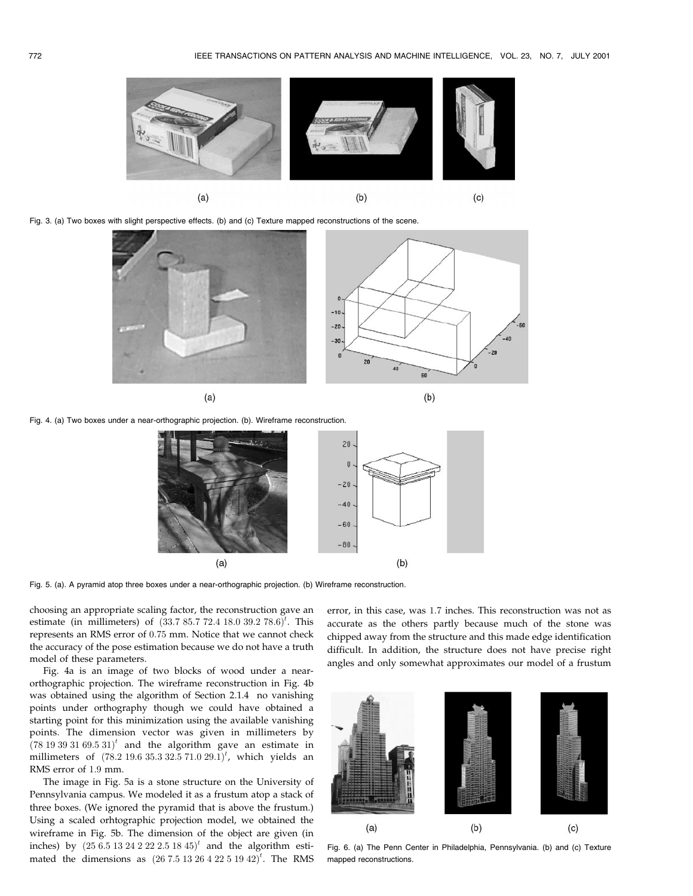Fig. 3. (a) Two boxes with slight perspective effects. (b) and (c) Texture mapped reconstructions of the scene.

Fig. 4. (a) Two boxes under a near-orthographic projection. (b). Wireframe reconstruction.

Fig. 5. (a). A pyramid atop three boxes under a near-orthographic projection. (b) Wireframe reconstruction.

choosing an appropriate scaling factor, the reconstruction gave an estimate (in millimeters) of $(33.7\ 85.7\ 72.4\ 18.0\ 39.2\ 78.6)^t$. This represents an RMS error of 0.75 mm. Notice that we cannot check the accuracy of the pose estimation because we do not have a truth model of these parameters.

Fig. 4a is an image of two blocks of wood under a near-orthographic projection. The wireframe reconstruction in Fig. 4b was obtained using the algorithm of Section 2.1.4 no vanishing points under orthography though we could have obtained a starting point for this minimization using the available vanishing points. The dimension vector was given in millimeters by $(78\ 19\ 39\ 31\ 69.5\ 31)^t$ and the algorithm gave an estimate in millimeters of $(78.2\ 19.6\ 35.3\ 32.5\ 71.0\ 29.1)^t$, which yields an RMS error of 1.9 mm.

The image in Fig. 5a is a stone structure on the University of Pennsylvania campus. We modeled it as a frustum atop a stack of three boxes. (We ignored the pyramid that is above the frustum.) Using a scaled orhtographic projection model, we obtained the wireframe in Fig. 5b. The dimension of the object are given (in inches) by $(25\ 6.5\ 13\ 24\ 2\ 22\ 2.5\ 18\ 45)^t$ and the algorithm estimated the dimensions as $(26\ 7.5\ 13\ 26\ 4\ 22\ 5\ 19\ 42)^t$. The RMS error, in this case, was 1.7 inches. This reconstruction was not as accurate as the others partly because much of the stone was chipped away from the structure and this made edge identification difficult. In addition, the structure does not have precise right angles and only somewhat approximates our model of a frustum

Fig. 6. (a) The Penn Center in Philadelphia, Pennsylvania. (b) and (c) Texture mapped reconstructions.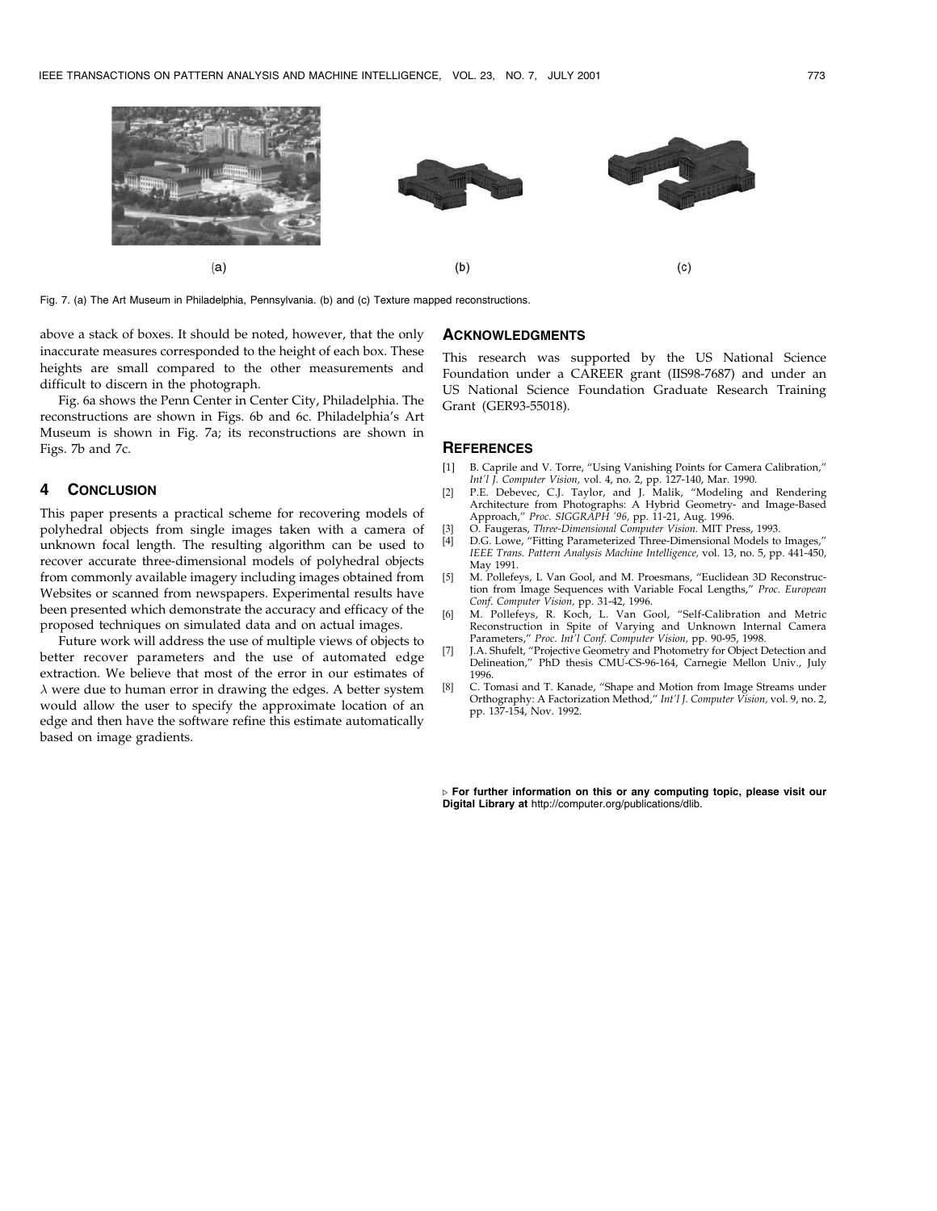(a) (b) (c)

Fig. 7. (a) The Art Museum in Philadelphia, Pennsylvania. (b) and (c) Texture mapped reconstructions.

above a stack of boxes. It should be noted, however, that the only inaccurate measures corresponded to the height of each box. These heights are small compared to the other measurements and difficult to discern in the photograph.

Fig. 6a shows the Penn Center in Center City, Philadelphia. The reconstructions are shown in Figs. 6b and 6c. Philadelphia's Art Museum is shown in Fig. 7a; its reconstructions are shown in Figs. 7b and 7c.

## 4 Conclusion

This paper presents a practical scheme for recovering models of polyhedral objects from single images taken with a camera of unknown focal length. The resulting algorithm can be used to recover accurate three-dimensional models of polyhedral objects from commonly available imagery including images obtained from Websites or scanned from newspapers. Experimental results have been presented which demonstrate the accuracy and efficacy of the proposed techniques on simulated data and on actual images.

Future work will address the use of multiple views of objects to better recover parameters and the use of automated edge extraction. We believe that most of the error in our estimates of $\lambda$ were due to human error in drawing the edges. A better system would allow the user to specify the approximate location of an edge and then have the software refine this estimate automatically based on image gradients.

## Acknowledgments

This research was supported by the US National Science Foundation under a CAREER grant (IIS98-7687) and under an US National Science Foundation Graduate Research Training Grant (GER93-55018).

## References

[1] B. Caprile and V. Torre, "Using Vanishing Points for Camera Calibration," *Int'l J. Computer Vision,* vol. 4, no. 2, pp. 127-140, Mar. 1990.

[2] P.E. Debevec, C.J. Taylor, and J. Malik, "Modeling and Rendering Architecture from Photographs: A Hybrid Geometry- and Image-Based Approach," *Proc. SIGGRAPH '96,* pp. 11-21, Aug. 1996.

[3] O. Faugeras, *Three-Dimensional Computer Vision.* MIT Press, 1993.

[4] D.G. Lowe, "Fitting Parameterized Three-Dimensional Models to Images," *IEEE Trans. Pattern Analysis Machine Intelligence,* vol. 13, no. 5, pp. 441-450, May 1991.

[5] M. Pollefeys, L Van Gool, and M. Proesmans, "Euclidean 3D Reconstruction from Image Sequences with Variable Focal Lengths," *Proc. European Conf. Computer Vision,* pp. 31-42, 1996.

[6] M. Pollefeys, R. Koch, L. Van Gool, "Self-Calibration and Metric Reconstruction in Spite of Varying and Unknown Internal Camera Parameters," *Proc. Int'l Conf. Computer Vision,* pp. 90-95, 1998.

[7] J.A. Shufelt, "Projective Geometry and Photometry for Object Detection and Delineation," PhD thesis CMU-CS-96-164, Carnegie Mellon Univ., July 1996.

[8] C. Tomasi and T. Kanade, "Shape and Motion from Image Streams under Orthography: A Factorization Method," *Int'l J. Computer Vision,* vol. 9, no. 2, pp. 137-154, Nov. 1992.

▷ **For further information on this or any computing topic, please visit our Digital Library at** http://computer.org/publications/dlib.